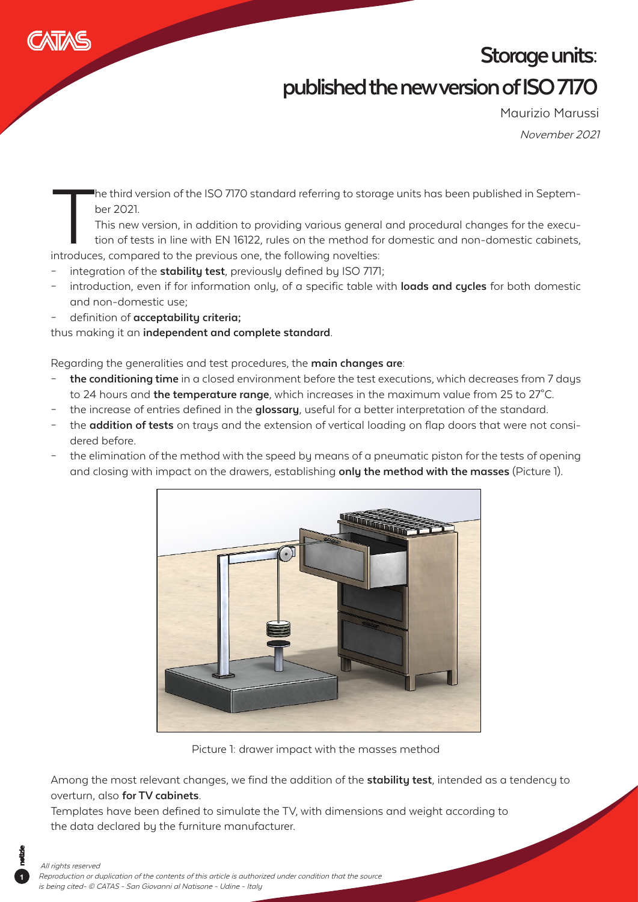# Storage units: published the new version of ISO 7170

Maurizio Marussi

*November 2021*

The third version of the ISO 7170 standard referring to storage units has been published in September 2021.

This new version, in addition to providing various general and procedural changes for the execution of tests in line with EN 16122, rules on the method for domestic and non-domestic cabinets, introduces, compared to the previous one, the following novelties:

- integration of the **stability test**, previously defined by ISO 7171;
- introduction, even if for information only, of a specific table with **loads and cycles** for both domestic and non-domestic use;
- definition of **acceptability criteria;**

thus making it an **independent and complete standard**.

Regarding the generalities and test procedures, the **main changes are**:

- **the conditioning time** in a closed environment before the test executions, which decreases from 7 days to 24 hours and **the temperature range**, which increases in the maximum value from 25 to 27°C.
- the increase of entries defined in the **glossary**, useful for a better interpretation of the standard.
- the **addition of tests** on trays and the extension of vertical loading on flap doors that were not considered before.
- the elimination of the method with the speed by means of a pneumatic piston for the tests of opening and closing with impact on the drawers, establishing **only the method with the masses** (Picture 1).

Picture 1: drawer impact with the masses method

Among the most relevant changes, we find the addition of the **stability test**, intended as a tendency to overturn, also **for TV cabinets**.

Templates have been defined to simulate the TV, with dimensions and weight according to the data declared by the furniture manufacturer.

*All rights reserved*
*Reproduction or duplication of the contents of this article is authorized under condition that the source is being cited- © CATAS - San Giovanni al Natisone - Udine - Italy*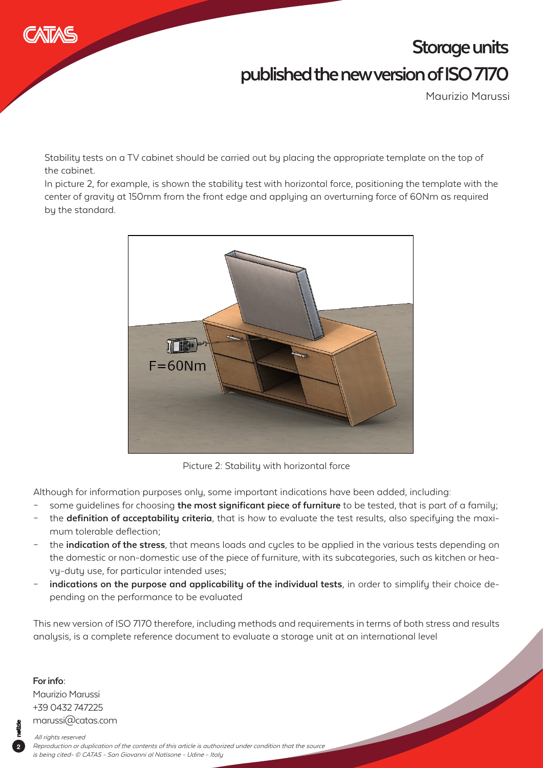# Storage units published the new version of ISO 7170

Maurizio Marussi

Stability tests on a TV cabinet should be carried out by placing the appropriate template on the top of the cabinet.
In picture 2, for example, is shown the stability test with horizontal force, positioning the template with the center of gravity at 150mm from the front edge and applying an overturning force of 60Nm as required by the standard.

F=60Nm

Picture 2: Stability with horizontal force

Although for information purposes only, some important indications have been added, including:

- some guidelines for choosing **the most significant piece of furniture** to be tested, that is part of a family;
- the **definition of acceptability criteria**, that is how to evaluate the test results, also specifying the maximum tolerable deflection;
- the **indication of the stress**, that means loads and cycles to be applied in the various tests depending on the domestic or non-domestic use of the piece of furniture, with its subcategories, such as kitchen or heavy-duty use, for particular intended uses;
- **indications on the purpose and applicability of the individual tests**, in order to simplify their choice depending on the performance to be evaluated

This new version of ISO 7170 therefore, including methods and requirements in terms of both stress and results analysis, is a complete reference document to evaluate a storage unit at an international level

**For info**:
Maurizio Marussi
+39 0432 747225
marussi@catas.com

*All rights reserved*
*Reproduction or duplication of the contents of this article is authorized under condition that the source is being cited- © CATAS - San Giovanni al Natisone - Udine - Italy*